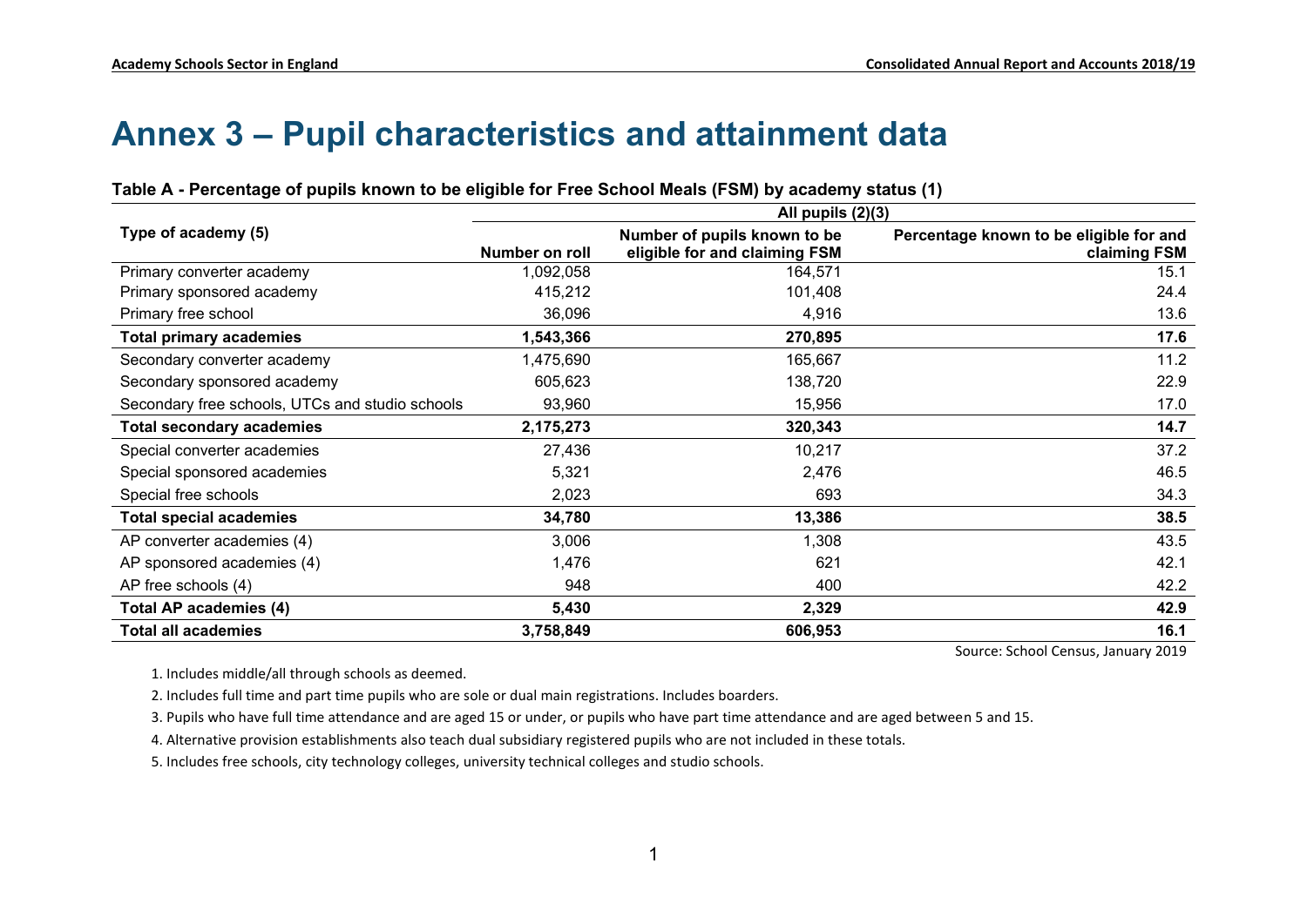# Annex 3 – Pupil characteristics and attainment data

**Table A - Percentage of pupils known to be eligible for Free School Meals (FSM) by academy status (1)**

| Type of academy (5) | All pupils (2)(3) | | |
|---|---|---|---|
| | **Number on roll** | **Number of pupils known to be eligible for and claiming FSM** | **Percentage known to be eligible for and claiming FSM** |
| Primary converter academy | 1,092,058 | 164,571 | 15.1 |
| Primary sponsored academy | 415,212 | 101,408 | 24.4 |
| Primary free school | 36,096 | 4,916 | 13.6 |
| **Total primary academies** | **1,543,366** | **270,895** | **17.6** |
| Secondary converter academy | 1,475,690 | 165,667 | 11.2 |
| Secondary sponsored academy | 605,623 | 138,720 | 22.9 |
| Secondary free schools, UTCs and studio schools | 93,960 | 15,956 | 17.0 |
| **Total secondary academies** | **2,175,273** | **320,343** | **14.7** |
| Special converter academies | 27,436 | 10,217 | 37.2 |
| Special sponsored academies | 5,321 | 2,476 | 46.5 |
| Special free schools | 2,023 | 693 | 34.3 |
| **Total special academies** | **34,780** | **13,386** | **38.5** |
| AP converter academies (4) | 3,006 | 1,308 | 43.5 |
| AP sponsored academies (4) | 1,476 | 621 | 42.1 |
| AP free schools (4) | 948 | 400 | 42.2 |
| **Total AP academies (4)** | **5,430** | **2,329** | **42.9** |
| **Total all academies** | **3,758,849** | **606,953** | **16.1** |

Source: School Census, January 2019

1. Includes middle/all through schools as deemed.
2. Includes full time and part time pupils who are sole or dual main registrations. Includes boarders.
3. Pupils who have full time attendance and are aged 15 or under, or pupils who have part time attendance and are aged between 5 and 15.
4. Alternative provision establishments also teach dual subsidiary registered pupils who are not included in these totals.
5. Includes free schools, city technology colleges, university technical colleges and studio schools.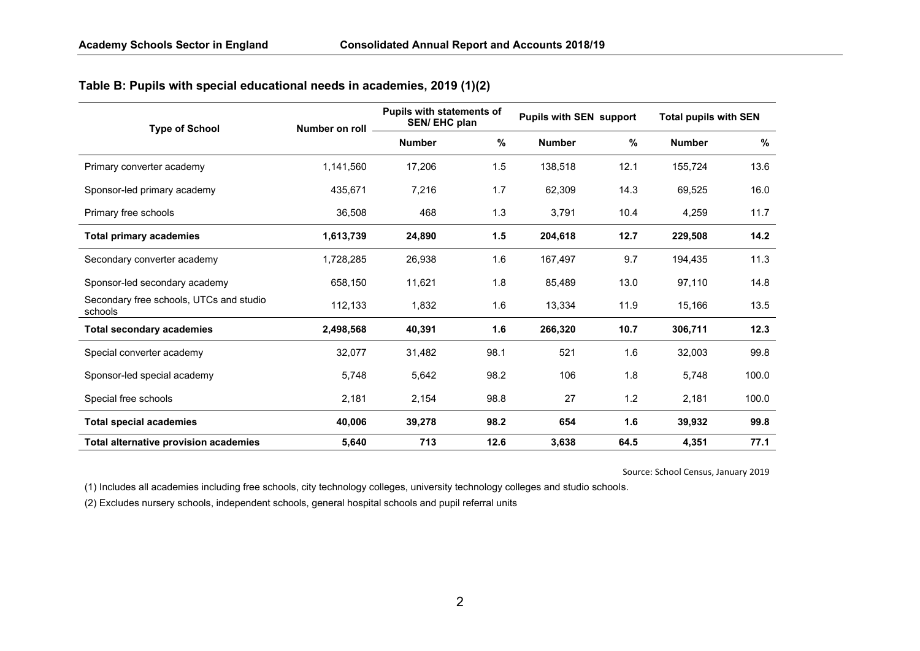### Table B: Pupils with special educational needs in academies, 2019 (1)(2)

| Type of School | Number on roll | Pupils with statements of SEN/ EHC plan | | Pupils with SEN support | | Total pupils with SEN | |
|---|---|---|---|---|---|---|---|
| | | Number | % | Number | % | Number | % |
| Primary converter academy | 1,141,560 | 17,206 | 1.5 | 138,518 | 12.1 | 155,724 | 13.6 |
| Sponsor-led primary academy | 435,671 | 7,216 | 1.7 | 62,309 | 14.3 | 69,525 | 16.0 |
| Primary free schools | 36,508 | 468 | 1.3 | 3,791 | 10.4 | 4,259 | 11.7 |
| **Total primary academies** | **1,613,739** | **24,890** | **1.5** | **204,618** | **12.7** | **229,508** | **14.2** |
| Secondary converter academy | 1,728,285 | 26,938 | 1.6 | 167,497 | 9.7 | 194,435 | 11.3 |
| Sponsor-led secondary academy | 658,150 | 11,621 | 1.8 | 85,489 | 13.0 | 97,110 | 14.8 |
| Secondary free schools, UTCs and studio schools | 112,133 | 1,832 | 1.6 | 13,334 | 11.9 | 15,166 | 13.5 |
| **Total secondary academies** | **2,498,568** | **40,391** | **1.6** | **266,320** | **10.7** | **306,711** | **12.3** |
| Special converter academy | 32,077 | 31,482 | 98.1 | 521 | 1.6 | 32,003 | 99.8 |
| Sponsor-led special academy | 5,748 | 5,642 | 98.2 | 106 | 1.8 | 5,748 | 100.0 |
| Special free schools | 2,181 | 2,154 | 98.8 | 27 | 1.2 | 2,181 | 100.0 |
| **Total special academies** | **40,006** | **39,278** | **98.2** | **654** | **1.6** | **39,932** | **99.8** |
| **Total alternative provision academies** | **5,640** | **713** | **12.6** | **3,638** | **64.5** | **4,351** | **77.1** |

Source: School Census, January 2019

(1) Includes all academies including free schools, city technology colleges, university technology colleges and studio schools.

(2) Excludes nursery schools, independent schools, general hospital schools and pupil referral units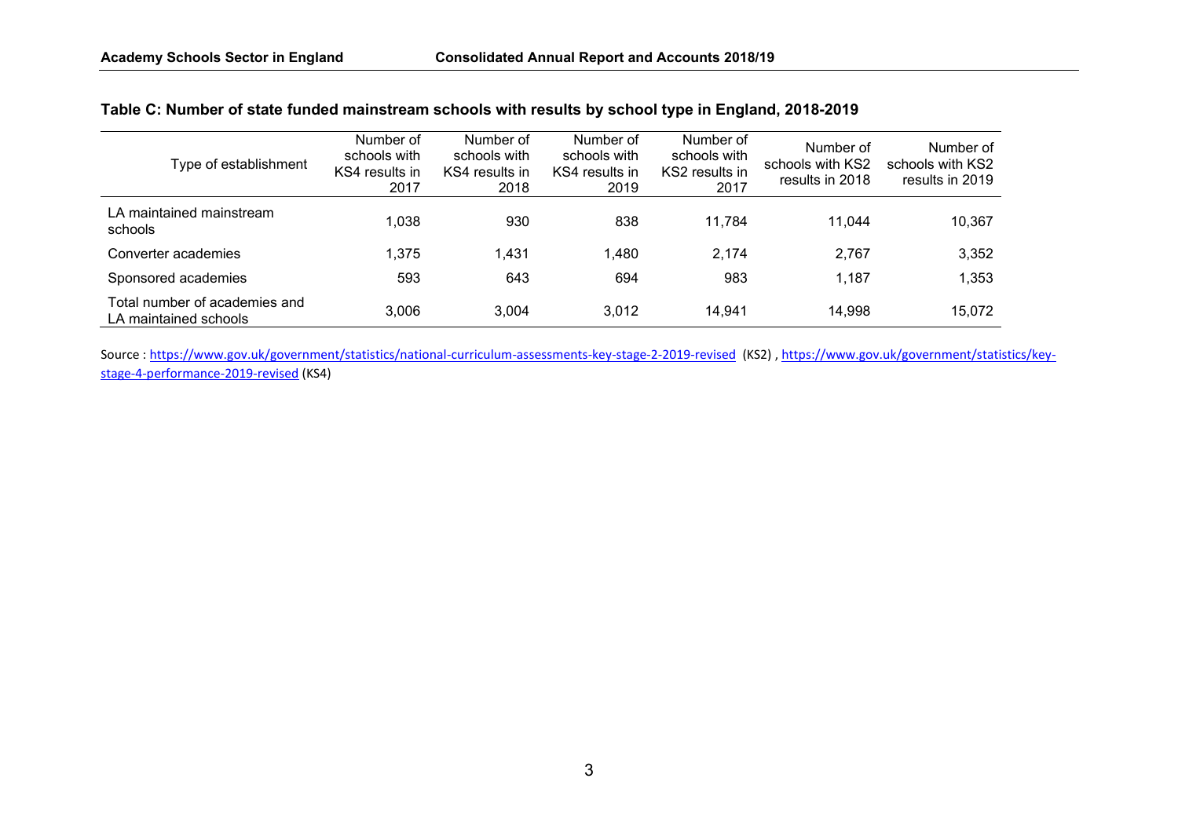**Table C: Number of state funded mainstream schools with results by school type in England, 2018-2019**

| Type of establishment | Number of schools with KS4 results in 2017 | Number of schools with KS4 results in 2018 | Number of schools with KS4 results in 2019 | Number of schools with KS2 results in 2017 | Number of schools with KS2 results in 2018 | Number of schools with KS2 results in 2019 |
|---|---|---|---|---|---|---|
| LA maintained mainstream schools | 1,038 | 930 | 838 | 11,784 | 11,044 | 10,367 |
| Converter academies | 1,375 | 1,431 | 1,480 | 2,174 | 2,767 | 3,352 |
| Sponsored academies | 593 | 643 | 694 | 983 | 1,187 | 1,353 |
| Total number of academies and LA maintained schools | 3,006 | 3,004 | 3,012 | 14,941 | 14,998 | 15,072 |

Source : https://www.gov.uk/government/statistics/national-curriculum-assessments-key-stage-2-2019-revised (KS2) , https://www.gov.uk/government/statistics/key-stage-4-performance-2019-revised (KS4)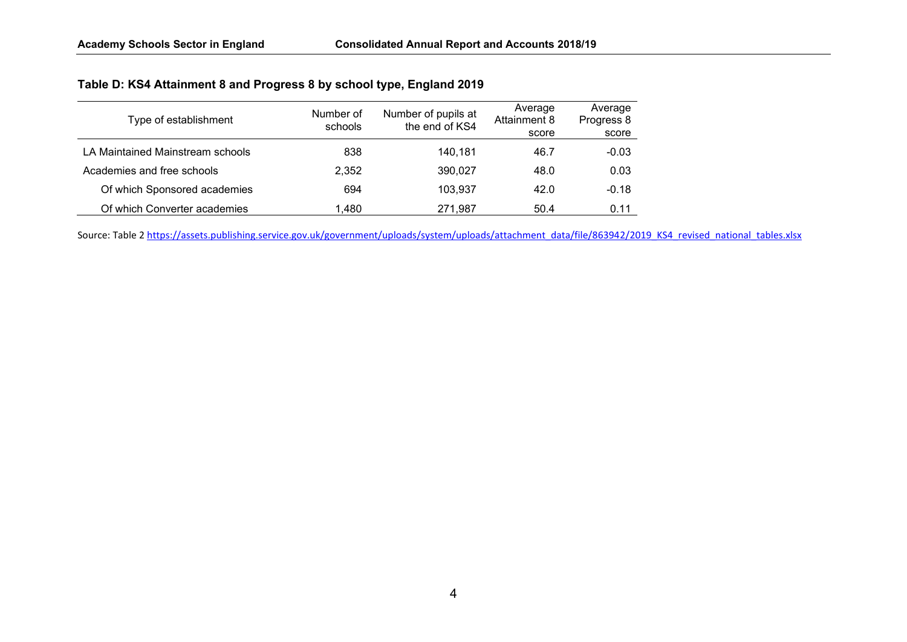**Table D: KS4 Attainment 8 and Progress 8 by school type, England 2019**

| Type of establishment | Number of schools | Number of pupils at the end of KS4 | Average Attainment 8 score | Average Progress 8 score |
|---|---|---|---|---|
| LA Maintained Mainstream schools | 838 | 140,181 | 46.7 | -0.03 |
| Academies and free schools | 2,352 | 390,027 | 48.0 | 0.03 |
| Of which Sponsored academies | 694 | 103,937 | 42.0 | -0.18 |
| Of which Converter academies | 1,480 | 271,987 | 50.4 | 0.11 |

Source: Table 2 https://assets.publishing.service.gov.uk/government/uploads/system/uploads/attachment_data/file/863942/2019_KS4_revised_national_tables.xlsx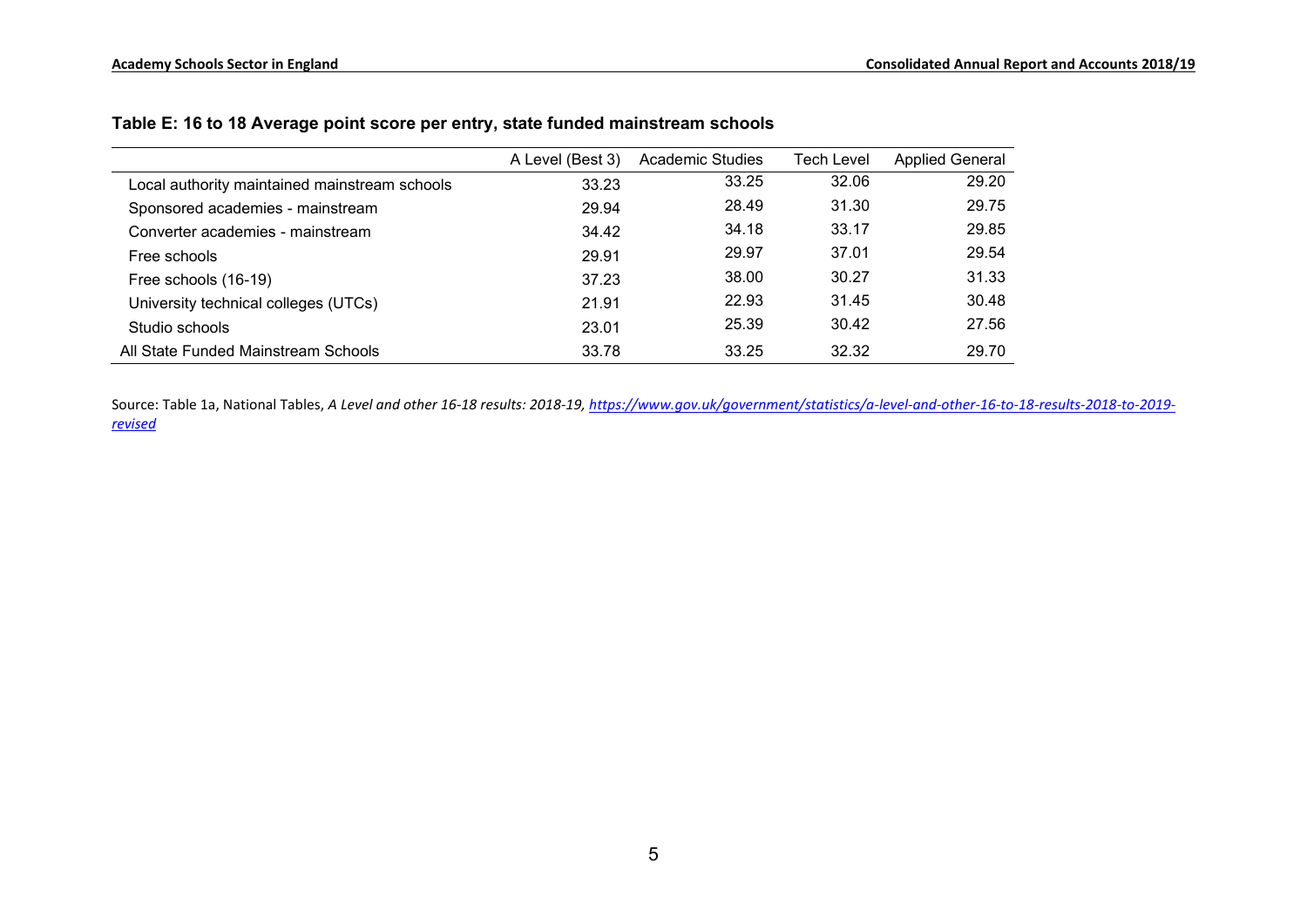**Table E: 16 to 18 Average point score per entry, state funded mainstream schools**

| | A Level (Best 3) | Academic Studies | Tech Level | Applied General |
|---|---|---|---|---|
| Local authority maintained mainstream schools | 33.23 | 33.25 | 32.06 | 29.20 |
| Sponsored academies - mainstream | 29.94 | 28.49 | 31.30 | 29.75 |
| Converter academies - mainstream | 34.42 | 34.18 | 33.17 | 29.85 |
| Free schools | 29.91 | 29.97 | 37.01 | 29.54 |
| Free schools (16-19) | 37.23 | 38.00 | 30.27 | 31.33 |
| University technical colleges (UTCs) | 21.91 | 22.93 | 31.45 | 30.48 |
| Studio schools | 23.01 | 25.39 | 30.42 | 27.56 |
| All State Funded Mainstream Schools | 33.78 | 33.25 | 32.32 | 29.70 |

Source: Table 1a, National Tables, *A Level and other 16-18 results: 2018-19, https://www.gov.uk/government/statistics/a-level-and-other-16-to-18-results-2018-to-2019-revised*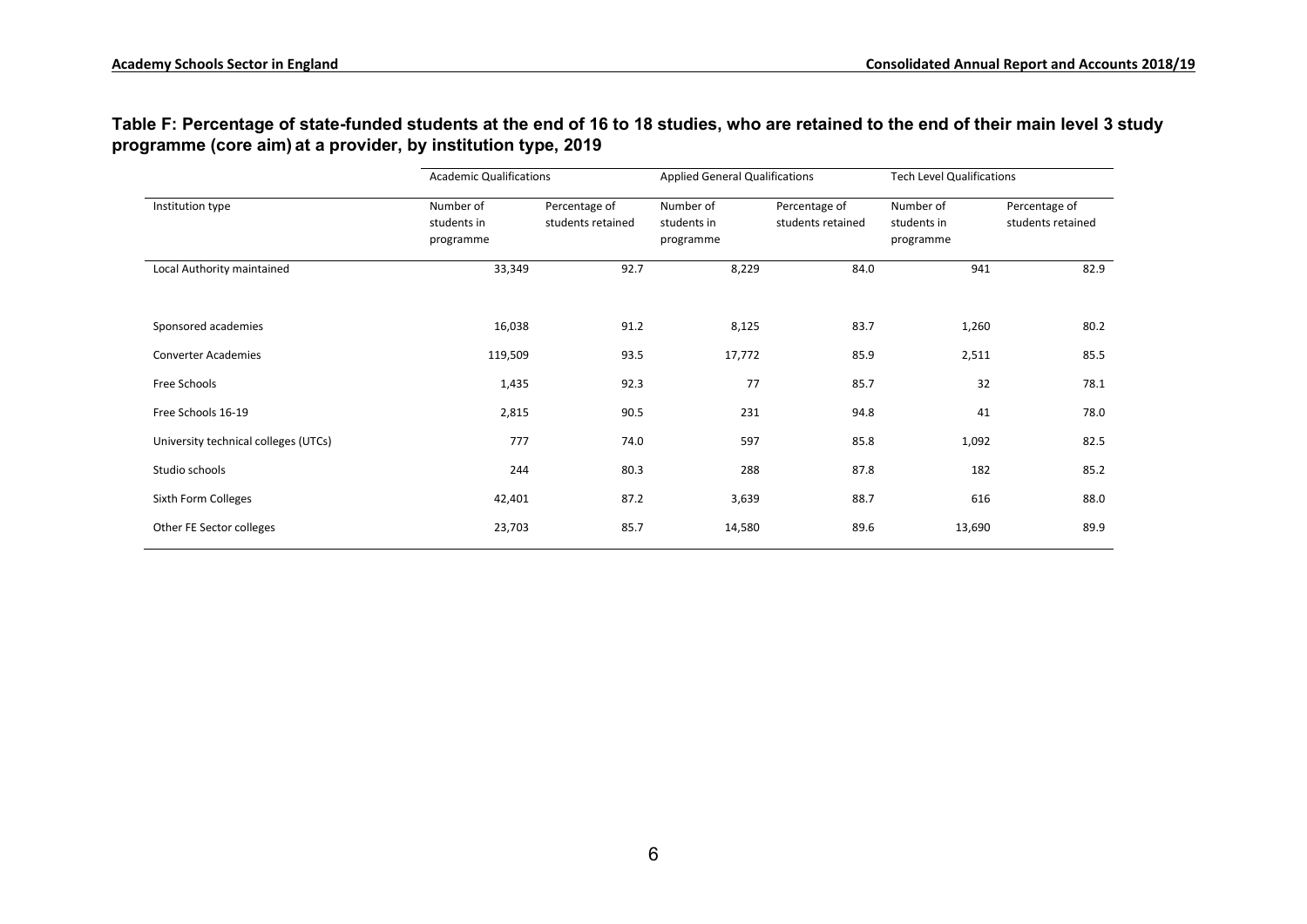**Table F: Percentage of state-funded students at the end of 16 to 18 studies, who are retained to the end of their main level 3 study programme (core aim) at a provider, by institution type, 2019**

| | Academic Qualifications | | Applied General Qualifications | | Tech Level Qualifications | |
|---|---|---|---|---|---|---|
| Institution type | Number of students in programme | Percentage of students retained | Number of students in programme | Percentage of students retained | Number of students in programme | Percentage of students retained |
| Local Authority maintained | 33,349 | 92.7 | 8,229 | 84.0 | 941 | 82.9 |
| Sponsored academies | 16,038 | 91.2 | 8,125 | 83.7 | 1,260 | 80.2 |
| Converter Academies | 119,509 | 93.5 | 17,772 | 85.9 | 2,511 | 85.5 |
| Free Schools | 1,435 | 92.3 | 77 | 85.7 | 32 | 78.1 |
| Free Schools 16-19 | 2,815 | 90.5 | 231 | 94.8 | 41 | 78.0 |
| University technical colleges (UTCs) | 777 | 74.0 | 597 | 85.8 | 1,092 | 82.5 |
| Studio schools | 244 | 80.3 | 288 | 87.8 | 182 | 85.2 |
| Sixth Form Colleges | 42,401 | 87.2 | 3,639 | 88.7 | 616 | 88.0 |
| Other FE Sector colleges | 23,703 | 85.7 | 14,580 | 89.6 | 13,690 | 89.9 |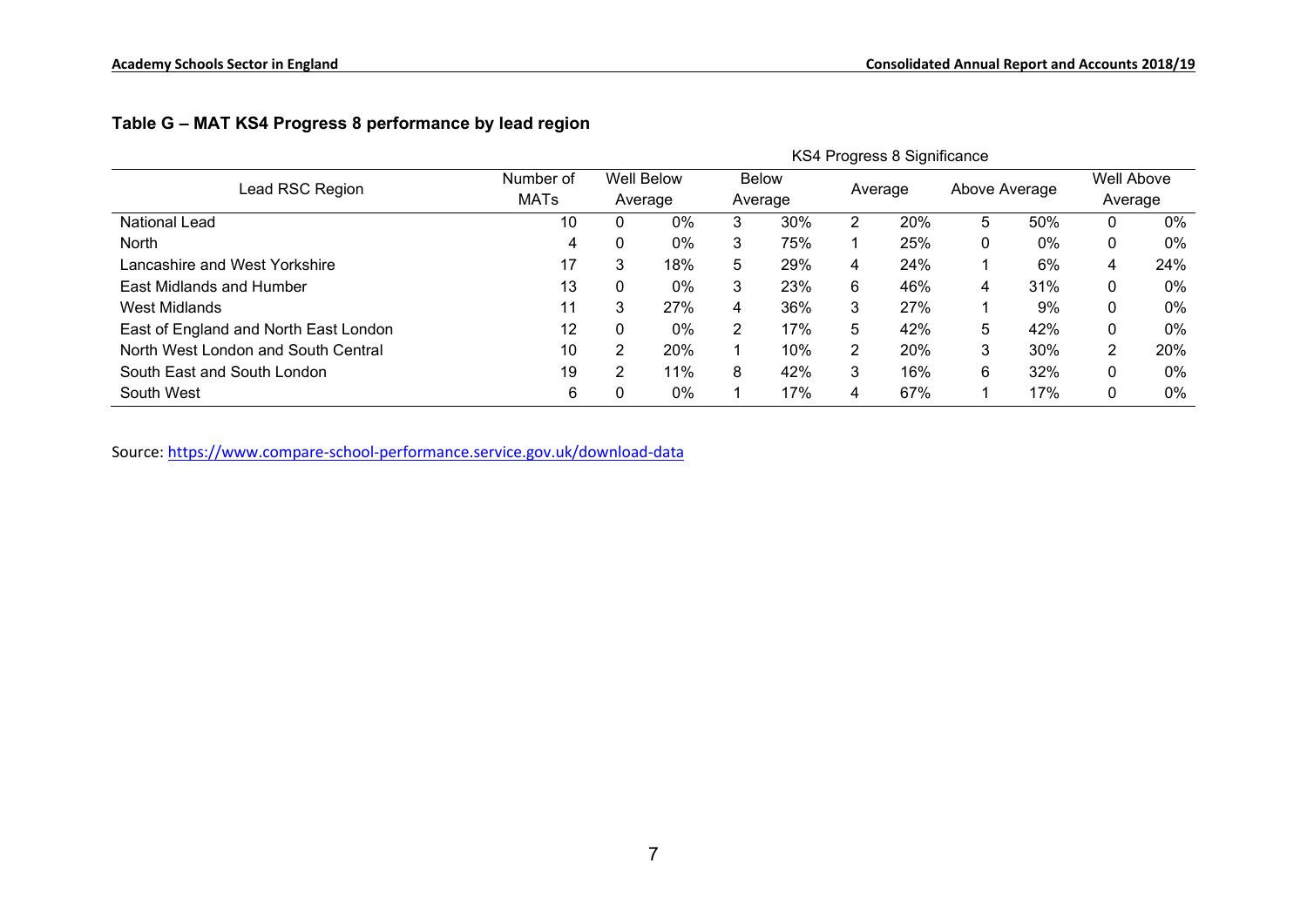## Table G – MAT KS4 Progress 8 performance by lead region

| Lead RSC Region | Number of MATs | KS4 Progress 8 Significance | | | | | | | | | |
|---|---|---|---|---|---|---|---|---|---|---|---|
| | | Well Below Average | | Below Average | | Average | | Above Average | | Well Above Average | |
| National Lead | 10 | 0 | 0% | 3 | 30% | 2 | 20% | 5 | 50% | 0 | 0% |
| North | 4 | 0 | 0% | 3 | 75% | 1 | 25% | 0 | 0% | 0 | 0% |
| Lancashire and West Yorkshire | 17 | 3 | 18% | 5 | 29% | 4 | 24% | 1 | 6% | 4 | 24% |
| East Midlands and Humber | 13 | 0 | 0% | 3 | 23% | 6 | 46% | 4 | 31% | 0 | 0% |
| West Midlands | 11 | 3 | 27% | 4 | 36% | 3 | 27% | 1 | 9% | 0 | 0% |
| East of England and North East London | 12 | 0 | 0% | 2 | 17% | 5 | 42% | 5 | 42% | 0 | 0% |
| North West London and South Central | 10 | 2 | 20% | 1 | 10% | 2 | 20% | 3 | 30% | 2 | 20% |
| South East and South London | 19 | 2 | 11% | 8 | 42% | 3 | 16% | 6 | 32% | 0 | 0% |
| South West | 6 | 0 | 0% | 1 | 17% | 4 | 67% | 1 | 17% | 0 | 0% |

Source: https://www.compare-school-performance.service.gov.uk/download-data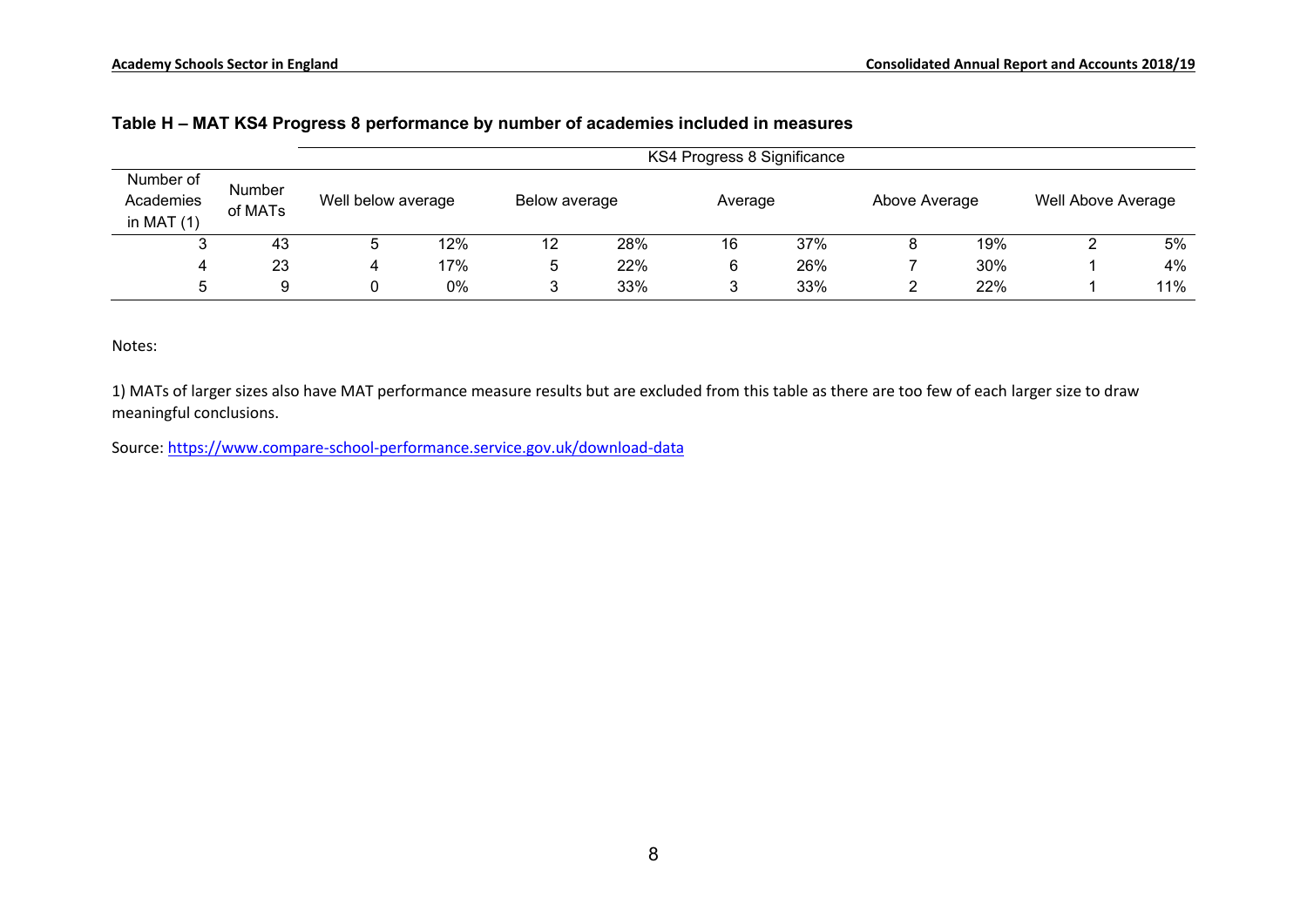**Table H – MAT KS4 Progress 8 performance by number of academies included in measures**

| Number of Academies in MAT (1) | Number of MATs | KS4 Progress 8 Significance | | | | | | | | | |
|---|---|---|---|---|---|---|---|---|---|---|---|
| | | Well below average | | Below average | | Average | | Above Average | | Well Above Average | |
| 3 | 43 | 5 | 12% | 12 | 28% | 16 | 37% | 8 | 19% | 2 | 5% |
| 4 | 23 | 4 | 17% | 5 | 22% | 6 | 26% | 7 | 30% | 1 | 4% |
| 5 | 9 | 0 | 0% | 3 | 33% | 3 | 33% | 2 | 22% | 1 | 11% |

Notes:

1) MATs of larger sizes also have MAT performance measure results but are excluded from this table as there are too few of each larger size to draw meaningful conclusions.

Source: https://www.compare-school-performance.service.gov.uk/download-data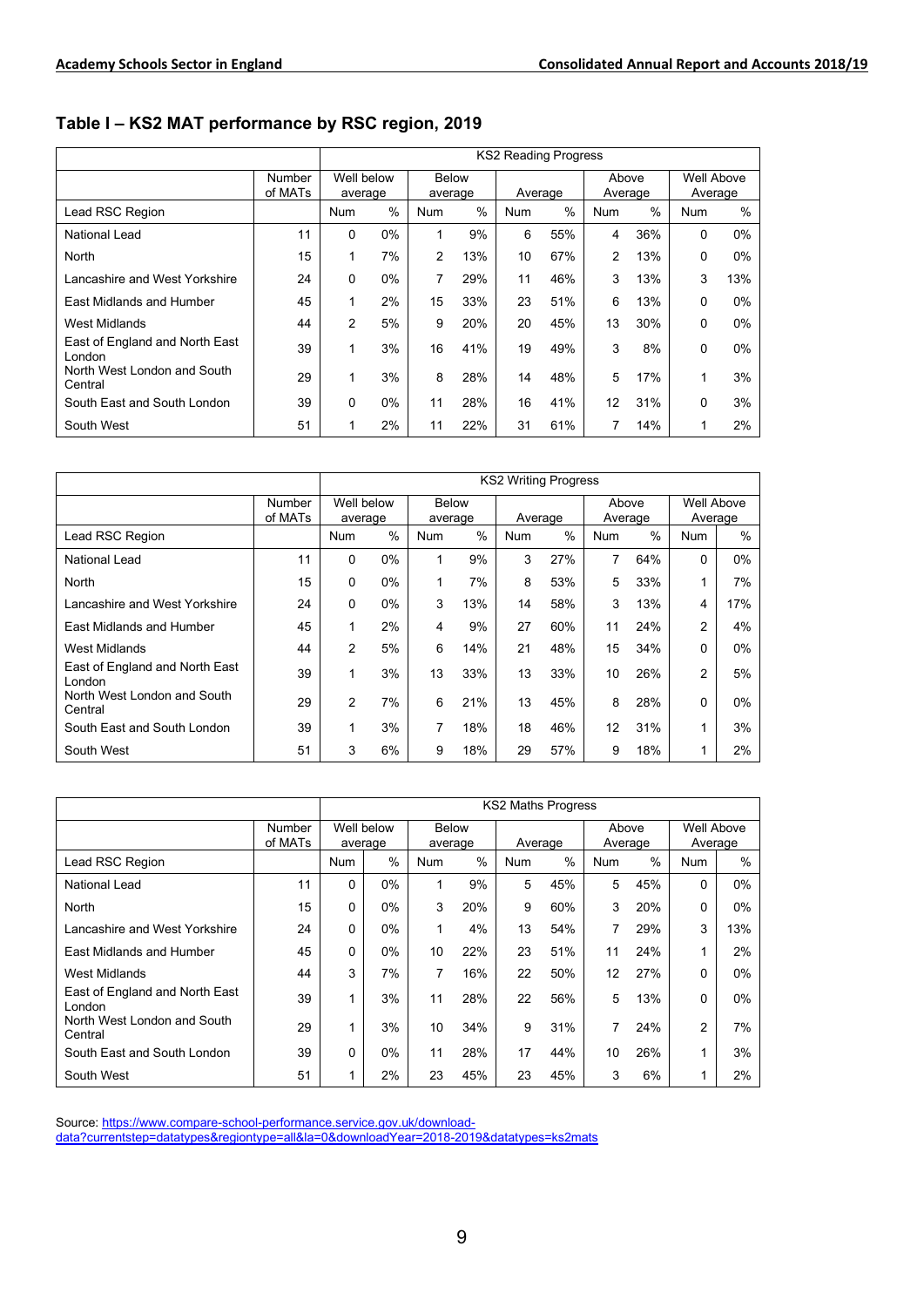## Table I – KS2 MAT performance by RSC region, 2019

| | | KS2 Reading Progress | | | | | | | | | |
|---|---|---|---|---|---|---|---|---|---|---|---|
| | Number of MATs | Well below average | | Below average | | Average | | Above Average | | Well Above Average | |
| Lead RSC Region | | Num | % | Num | % | Num | % | Num | % | Num | % |
| National Lead | 11 | 0 | 0% | 1 | 9% | 6 | 55% | 4 | 36% | 0 | 0% |
| North | 15 | 1 | 7% | 2 | 13% | 10 | 67% | 2 | 13% | 0 | 0% |
| Lancashire and West Yorkshire | 24 | 0 | 0% | 7 | 29% | 11 | 46% | 3 | 13% | 3 | 13% |
| East Midlands and Humber | 45 | 1 | 2% | 15 | 33% | 23 | 51% | 6 | 13% | 0 | 0% |
| West Midlands | 44 | 2 | 5% | 9 | 20% | 20 | 45% | 13 | 30% | 0 | 0% |
| East of England and North East London | 39 | 1 | 3% | 16 | 41% | 19 | 49% | 3 | 8% | 0 | 0% |
| North West London and South Central | 29 | 1 | 3% | 8 | 28% | 14 | 48% | 5 | 17% | 1 | 3% |
| South East and South London | 39 | 0 | 0% | 11 | 28% | 16 | 41% | 12 | 31% | 0 | 3% |
| South West | 51 | 1 | 2% | 11 | 22% | 31 | 61% | 7 | 14% | 1 | 2% |

| | | KS2 Writing Progress | | | | | | | | | |
|---|---|---|---|---|---|---|---|---|---|---|---|
| | Number of MATs | Well below average | | Below average | | Average | | Above Average | | Well Above Average | |
| Lead RSC Region | | Num | % | Num | % | Num | % | Num | % | Num | % |
| National Lead | 11 | 0 | 0% | 1 | 9% | 3 | 27% | 7 | 64% | 0 | 0% |
| North | 15 | 0 | 0% | 1 | 7% | 8 | 53% | 5 | 33% | 1 | 7% |
| Lancashire and West Yorkshire | 24 | 0 | 0% | 3 | 13% | 14 | 58% | 3 | 13% | 4 | 17% |
| East Midlands and Humber | 45 | 1 | 2% | 4 | 9% | 27 | 60% | 11 | 24% | 2 | 4% |
| West Midlands | 44 | 2 | 5% | 6 | 14% | 21 | 48% | 15 | 34% | 0 | 0% |
| East of England and North East London | 39 | 1 | 3% | 13 | 33% | 13 | 33% | 10 | 26% | 2 | 5% |
| North West London and South Central | 29 | 2 | 7% | 6 | 21% | 13 | 45% | 8 | 28% | 0 | 0% |
| South East and South London | 39 | 1 | 3% | 7 | 18% | 18 | 46% | 12 | 31% | 1 | 3% |
| South West | 51 | 3 | 6% | 9 | 18% | 29 | 57% | 9 | 18% | 1 | 2% |

| | | KS2 Maths Progress | | | | | | | | | |
|---|---|---|---|---|---|---|---|---|---|---|---|
| | Number of MATs | Well below average | | Below average | | Average | | Above Average | | Well Above Average | |
| Lead RSC Region | | Num | % | Num | % | Num | % | Num | % | Num | % |
| National Lead | 11 | 0 | 0% | 1 | 9% | 5 | 45% | 5 | 45% | 0 | 0% |
| North | 15 | 0 | 0% | 3 | 20% | 9 | 60% | 3 | 20% | 0 | 0% |
| Lancashire and West Yorkshire | 24 | 0 | 0% | 1 | 4% | 13 | 54% | 7 | 29% | 3 | 13% |
| East Midlands and Humber | 45 | 0 | 0% | 10 | 22% | 23 | 51% | 11 | 24% | 1 | 2% |
| West Midlands | 44 | 3 | 7% | 7 | 16% | 22 | 50% | 12 | 27% | 0 | 0% |
| East of England and North East London | 39 | 1 | 3% | 11 | 28% | 22 | 56% | 5 | 13% | 0 | 0% |
| North West London and South Central | 29 | 1 | 3% | 10 | 34% | 9 | 31% | 7 | 24% | 2 | 7% |
| South East and South London | 39 | 0 | 0% | 11 | 28% | 17 | 44% | 10 | 26% | 1 | 3% |
| South West | 51 | 1 | 2% | 23 | 45% | 23 | 45% | 3 | 6% | 1 | 2% |

Source: https://www.compare-school-performance.service.gov.uk/download-data?currentstep=datatypes&regiontype=all&la=0&downloadYear=2018-2019&datatypes=ks2mats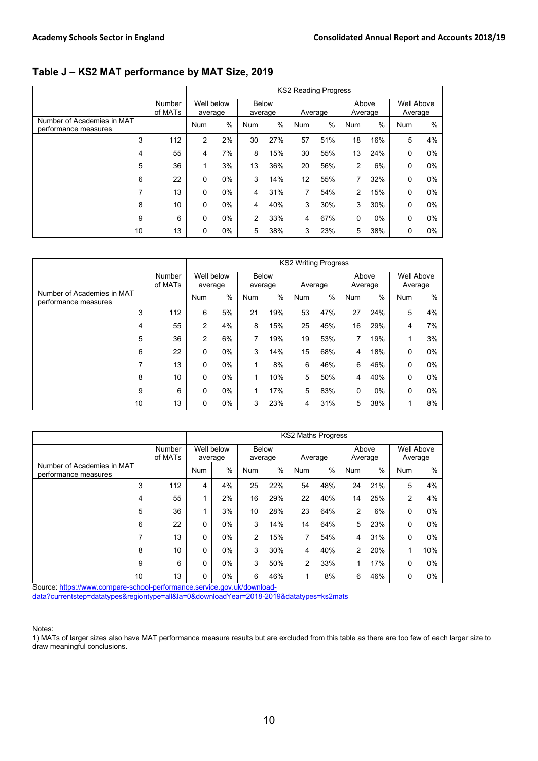## Table J – KS2 MAT performance by MAT Size, 2019

| | | KS2 Reading Progress | | | | | | | | | |
|---|---|---|---|---|---|---|---|---|---|---|---|
| | Number of MATs | Well below average | | Below average | | Average | | Above Average | | Well Above Average | |
| Number of Academies in MAT performance measures | | Num | % | Num | % | Num | % | Num | % | Num | % |
| 3 | 112 | 2 | 2% | 30 | 27% | 57 | 51% | 18 | 16% | 5 | 4% |
| 4 | 55 | 4 | 7% | 8 | 15% | 30 | 55% | 13 | 24% | 0 | 0% |
| 5 | 36 | 1 | 3% | 13 | 36% | 20 | 56% | 2 | 6% | 0 | 0% |
| 6 | 22 | 0 | 0% | 3 | 14% | 12 | 55% | 7 | 32% | 0 | 0% |
| 7 | 13 | 0 | 0% | 4 | 31% | 7 | 54% | 2 | 15% | 0 | 0% |
| 8 | 10 | 0 | 0% | 4 | 40% | 3 | 30% | 3 | 30% | 0 | 0% |
| 9 | 6 | 0 | 0% | 2 | 33% | 4 | 67% | 0 | 0% | 0 | 0% |
| 10 | 13 | 0 | 0% | 5 | 38% | 3 | 23% | 5 | 38% | 0 | 0% |

| | | KS2 Writing Progress | | | | | | | | | |
|---|---|---|---|---|---|---|---|---|---|---|---|
| | Number of MATs | Well below average | | Below average | | Average | | Above Average | | Well Above Average | |
| Number of Academies in MAT performance measures | | Num | % | Num | % | Num | % | Num | % | Num | % |
| 3 | 112 | 6 | 5% | 21 | 19% | 53 | 47% | 27 | 24% | 5 | 4% |
| 4 | 55 | 2 | 4% | 8 | 15% | 25 | 45% | 16 | 29% | 4 | 7% |
| 5 | 36 | 2 | 6% | 7 | 19% | 19 | 53% | 7 | 19% | 1 | 3% |
| 6 | 22 | 0 | 0% | 3 | 14% | 15 | 68% | 4 | 18% | 0 | 0% |
| 7 | 13 | 0 | 0% | 1 | 8% | 6 | 46% | 6 | 46% | 0 | 0% |
| 8 | 10 | 0 | 0% | 1 | 10% | 5 | 50% | 4 | 40% | 0 | 0% |
| 9 | 6 | 0 | 0% | 1 | 17% | 5 | 83% | 0 | 0% | 0 | 0% |
| 10 | 13 | 0 | 0% | 3 | 23% | 4 | 31% | 5 | 38% | 1 | 8% |

| | | KS2 Maths Progress | | | | | | | | | |
|---|---|---|---|---|---|---|---|---|---|---|---|
| | Number of MATs | Well below average | | Below average | | Average | | Above Average | | Well Above Average | |
| Number of Academies in MAT performance measures | | Num | % | Num | % | Num | % | Num | % | Num | % |
| 3 | 112 | 4 | 4% | 25 | 22% | 54 | 48% | 24 | 21% | 5 | 4% |
| 4 | 55 | 1 | 2% | 16 | 29% | 22 | 40% | 14 | 25% | 2 | 4% |
| 5 | 36 | 1 | 3% | 10 | 28% | 23 | 64% | 2 | 6% | 0 | 0% |
| 6 | 22 | 0 | 0% | 3 | 14% | 14 | 64% | 5 | 23% | 0 | 0% |
| 7 | 13 | 0 | 0% | 2 | 15% | 7 | 54% | 4 | 31% | 0 | 0% |
| 8 | 10 | 0 | 0% | 3 | 30% | 4 | 40% | 2 | 20% | 1 | 10% |
| 9 | 6 | 0 | 0% | 3 | 50% | 2 | 33% | 1 | 17% | 0 | 0% |
| 10 | 13 | 0 | 0% | 6 | 46% | 1 | 8% | 6 | 46% | 0 | 0% |

Source: https://www.compare-school-performance.service.gov.uk/download-data?currentstep=datatypes&regiontype=all&la=0&downloadYear=2018-2019&datatypes=ks2mats

Notes:
1) MATs of larger sizes also have MAT performance measure results but are excluded from this table as there are too few of each larger size to draw meaningful conclusions.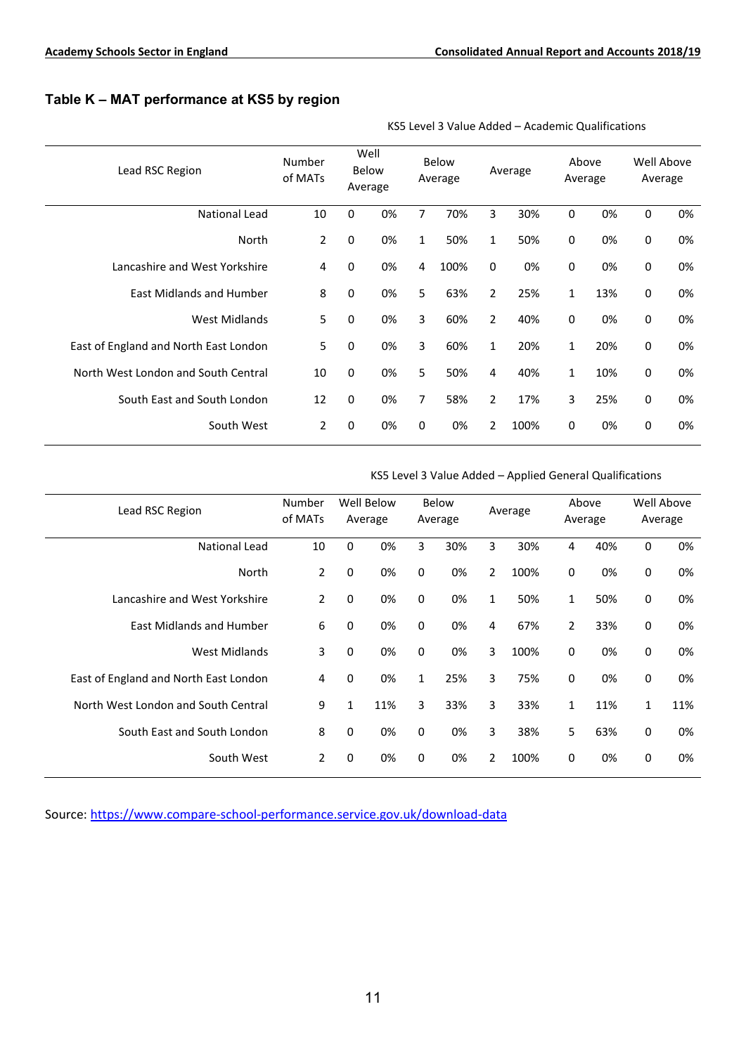## Table K – MAT performance at KS5 by region

| | | KS5 Level 3 Value Added – Academic Qualifications | | | | | | | | | |
|---|---|---|---|---|---|---|---|---|---|---|---|
| Lead RSC Region | Number of MATs | Well Below Average | | Below Average | | Average | | Above Average | | Well Above Average | |
| National Lead | 10 | 0 | 0% | 7 | 70% | 3 | 30% | 0 | 0% | 0 | 0% |
| North | 2 | 0 | 0% | 1 | 50% | 1 | 50% | 0 | 0% | 0 | 0% |
| Lancashire and West Yorkshire | 4 | 0 | 0% | 4 | 100% | 0 | 0% | 0 | 0% | 0 | 0% |
| East Midlands and Humber | 8 | 0 | 0% | 5 | 63% | 2 | 25% | 1 | 13% | 0 | 0% |
| West Midlands | 5 | 0 | 0% | 3 | 60% | 2 | 40% | 0 | 0% | 0 | 0% |
| East of England and North East London | 5 | 0 | 0% | 3 | 60% | 1 | 20% | 1 | 20% | 0 | 0% |
| North West London and South Central | 10 | 0 | 0% | 5 | 50% | 4 | 40% | 1 | 10% | 0 | 0% |
| South East and South London | 12 | 0 | 0% | 7 | 58% | 2 | 17% | 3 | 25% | 0 | 0% |
| South West | 2 | 0 | 0% | 0 | 0% | 2 | 100% | 0 | 0% | 0 | 0% |

| | | KS5 Level 3 Value Added – Applied General Qualifications | | | | | | | | | |
|---|---|---|---|---|---|---|---|---|---|---|---|
| Lead RSC Region | Number of MATs | Well Below Average | | Below Average | | Average | | Above Average | | Well Above Average | |
| National Lead | 10 | 0 | 0% | 3 | 30% | 3 | 30% | 4 | 40% | 0 | 0% |
| North | 2 | 0 | 0% | 0 | 0% | 2 | 100% | 0 | 0% | 0 | 0% |
| Lancashire and West Yorkshire | 2 | 0 | 0% | 0 | 0% | 1 | 50% | 1 | 50% | 0 | 0% |
| East Midlands and Humber | 6 | 0 | 0% | 0 | 0% | 4 | 67% | 2 | 33% | 0 | 0% |
| West Midlands | 3 | 0 | 0% | 0 | 0% | 3 | 100% | 0 | 0% | 0 | 0% |
| East of England and North East London | 4 | 0 | 0% | 1 | 25% | 3 | 75% | 0 | 0% | 0 | 0% |
| North West London and South Central | 9 | 1 | 11% | 3 | 33% | 3 | 33% | 1 | 11% | 1 | 11% |
| South East and South London | 8 | 0 | 0% | 0 | 0% | 3 | 38% | 5 | 63% | 0 | 0% |
| South West | 2 | 0 | 0% | 0 | 0% | 2 | 100% | 0 | 0% | 0 | 0% |

Source: https://www.compare-school-performance.service.gov.uk/download-data